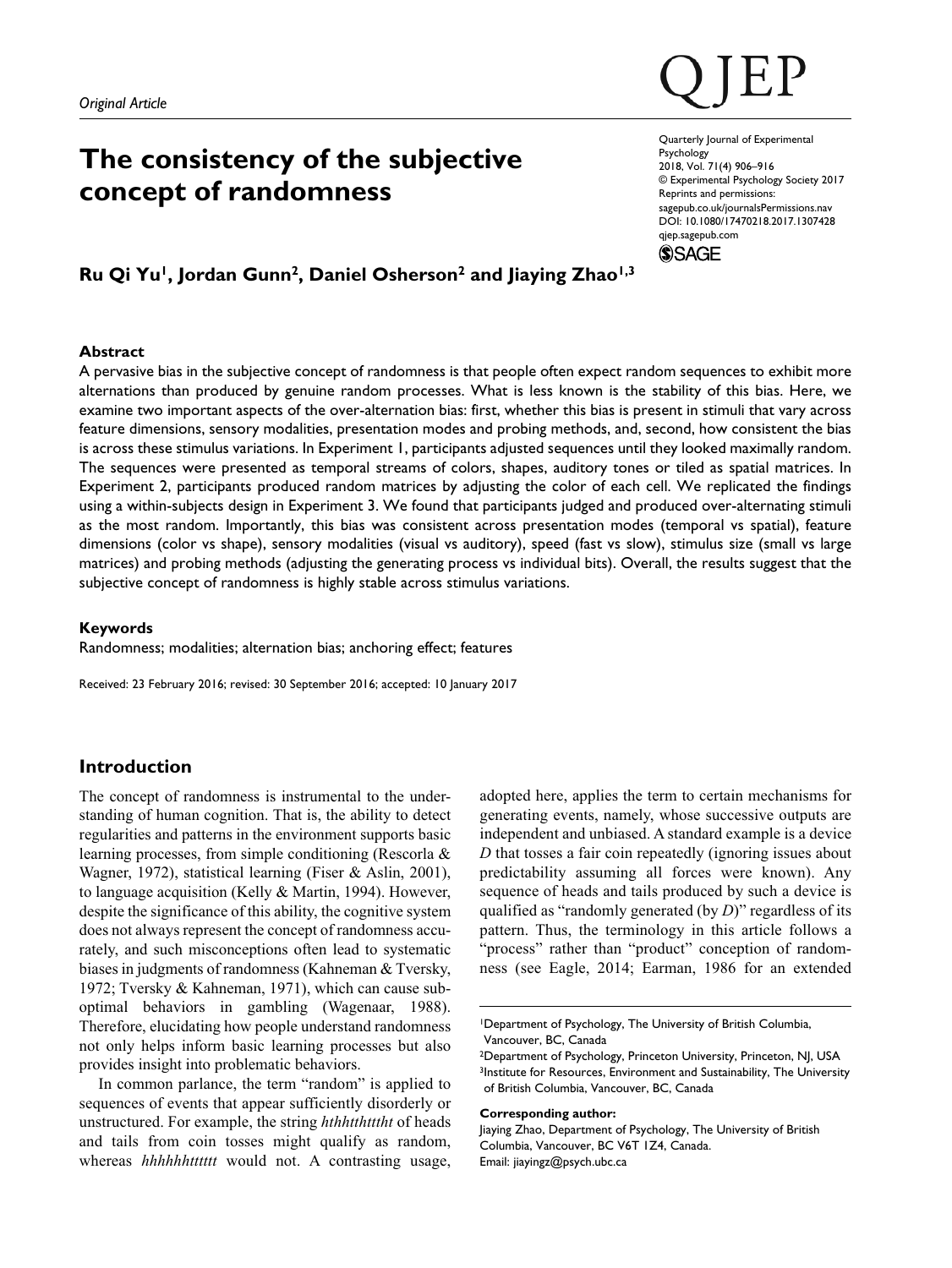*Original Article*

# The consistency of the subjective concept of randomness

**Ru Qi Yu[1], Jordan Gunn[2], Daniel Osherson[2] and Jiaying Zhao[1,3]**

Quarterly Journal of Experimental Psychology
2018, Vol. 71(4) 906–916
© Experimental Psychology Society 2017
Reprints and permissions: sagepub.co.uk/journalsPermissions.nav
DOI: 10.1080/17470218.2017.1307428
qjep.sagepub.com

### Abstract

A pervasive bias in the subjective concept of randomness is that people often expect random sequences to exhibit more alternations than produced by genuine random processes. What is less known is the stability of this bias. Here, we examine two important aspects of the over-alternation bias: first, whether this bias is present in stimuli that vary across feature dimensions, sensory modalities, presentation modes and probing methods, and, second, how consistent the bias is across these stimulus variations. In Experiment 1, participants adjusted sequences until they looked maximally random. The sequences were presented as temporal streams of colors, shapes, auditory tones or tiled as spatial matrices. In Experiment 2, participants produced random matrices by adjusting the color of each cell. We replicated the findings using a within-subjects design in Experiment 3. We found that participants judged and produced over-alternating stimuli as the most random. Importantly, this bias was consistent across presentation modes (temporal vs spatial), feature dimensions (color vs shape), sensory modalities (visual vs auditory), speed (fast vs slow), stimulus size (small vs large matrices) and probing methods (adjusting the generating process vs individual bits). Overall, the results suggest that the subjective concept of randomness is highly stable across stimulus variations.

### Keywords

Randomness; modalities; alternation bias; anchoring effect; features

Received: 23 February 2016; revised: 30 September 2016; accepted: 10 January 2017

## Introduction

The concept of randomness is instrumental to the understanding of human cognition. That is, the ability to detect regularities and patterns in the environment supports basic learning processes, from simple conditioning (Rescorla & Wagner, 1972), statistical learning (Fiser & Aslin, 2001), to language acquisition (Kelly & Martin, 1994). However, despite the significance of this ability, the cognitive system does not always represent the concept of randomness accurately, and such misconceptions often lead to systematic biases in judgments of randomness (Kahneman & Tversky, 1972; Tversky & Kahneman, 1971), which can cause suboptimal behaviors in gambling (Wagenaar, 1988). Therefore, elucidating how people understand randomness not only helps inform basic learning processes but also provides insight into problematic behaviors.

In common parlance, the term "random" is applied to sequences of events that appear sufficiently disorderly or unstructured. For example, the string *hthhthttttht* of heads and tails from coin tosses might qualify as random, whereas *hhhhhhtttttt* would not. A contrasting usage, adopted here, applies the term to certain mechanisms for generating events, namely, whose successive outputs are independent and unbiased. A standard example is a device *D* that tosses a fair coin repeatedly (ignoring issues about predictability assuming all forces were known). Any sequence of heads and tails produced by such a device is qualified as "randomly generated (by *D*)" regardless of its pattern. Thus, the terminology in this article follows a "process" rather than "product" conception of randomness (see Eagle, 2014; Earman, 1986 for an extended

[1]Department of Psychology, The University of British Columbia, Vancouver, BC, Canada
[2]Department of Psychology, Princeton University, Princeton, NJ, USA
[3]Institute for Resources, Environment and Sustainability, The University of British Columbia, Vancouver, BC, Canada

**Corresponding author:**
Jiaying Zhao, Department of Psychology, The University of British Columbia, Vancouver, BC V6T 1Z4, Canada.
Email: jiayingz@psych.ubc.ca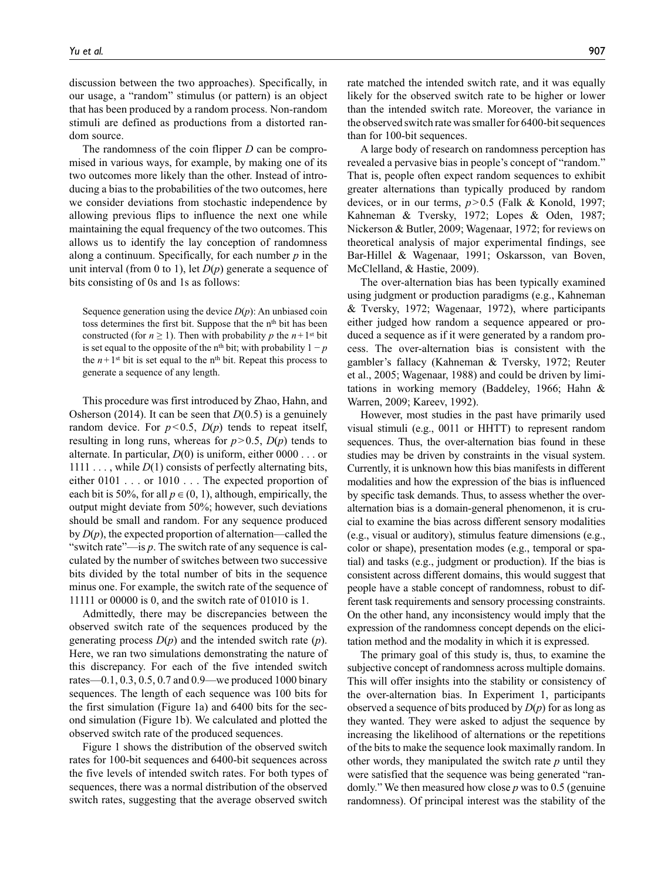discussion between the two approaches). Specifically, in our usage, a "random" stimulus (or pattern) is an object that has been produced by a random process. Non-random stimuli are defined as productions from a distorted random source.

The randomness of the coin flipper $D$ can be compromised in various ways, for example, by making one of its two outcomes more likely than the other. Instead of introducing a bias to the probabilities of the two outcomes, here we consider deviations from stochastic independence by allowing previous flips to influence the next one while maintaining the equal frequency of the two outcomes. This allows us to identify the lay conception of randomness along a continuum. Specifically, for each number $p$ in the unit interval (from 0 to 1), let $D(p)$ generate a sequence of bits consisting of 0s and 1s as follows:

> Sequence generation using the device $D(p)$: An unbiased coin toss determines the first bit. Suppose that the n[th] bit has been constructed (for $n \geq 1$). Then with probability $p$ the $n+1$[st] bit is set equal to the opposite of the n[th] bit; with probability $1 - p$ the $n+1$[st] bit is set equal to the n[th] bit. Repeat this process to generate a sequence of any length.

This procedure was first introduced by Zhao, Hahn, and Osherson (2014). It can be seen that $D(0.5)$ is a genuinely random device. For $p < 0.5$, $D(p)$ tends to repeat itself, resulting in long runs, whereas for $p > 0.5$, $D(p)$ tends to alternate. In particular, $D(0)$ is uniform, either 0000 . . . or 1111 . . . , while $D(1)$ consists of perfectly alternating bits, either 0101 . . . or 1010 . . . The expected proportion of each bit is 50%, for all $p \in (0, 1)$, although, empirically, the output might deviate from 50%; however, such deviations should be small and random. For any sequence produced by $D(p)$, the expected proportion of alternation—called the "switch rate"—is $p$. The switch rate of any sequence is calculated by the number of switches between two successive bits divided by the total number of bits in the sequence minus one. For example, the switch rate of the sequence of 11111 or 00000 is 0, and the switch rate of 01010 is 1.

Admittedly, there may be discrepancies between the observed switch rate of the sequences produced by the generating process $D(p)$ and the intended switch rate ($p$). Here, we ran two simulations demonstrating the nature of this discrepancy. For each of the five intended switch rates—0.1, 0.3, 0.5, 0.7 and 0.9—we produced 1000 binary sequences. The length of each sequence was 100 bits for the first simulation (Figure 1a) and 6400 bits for the second simulation (Figure 1b). We calculated and plotted the observed switch rate of the produced sequences.

Figure 1 shows the distribution of the observed switch rates for 100-bit sequences and 6400-bit sequences across the five levels of intended switch rates. For both types of sequences, there was a normal distribution of the observed switch rates, suggesting that the average observed switch rate matched the intended switch rate, and it was equally likely for the observed switch rate to be higher or lower than the intended switch rate. Moreover, the variance in the observed switch rate was smaller for 6400-bit sequences than for 100-bit sequences.

A large body of research on randomness perception has revealed a pervasive bias in people's concept of "random." That is, people often expect random sequences to exhibit greater alternations than typically produced by random devices, or in our terms, $p > 0.5$ (Falk & Konold, 1997; Kahneman & Tversky, 1972; Lopes & Oden, 1987; Nickerson & Butler, 2009; Wagenaar, 1972; for reviews on theoretical analysis of major experimental findings, see Bar-Hillel & Wagenaar, 1991; Oskarsson, van Boven, McClelland, & Hastie, 2009).

The over-alternation bias has been typically examined using judgment or production paradigms (e.g., Kahneman & Tversky, 1972; Wagenaar, 1972), where participants either judged how random a sequence appeared or produced a sequence as if it were generated by a random process. The over-alternation bias is consistent with the gambler's fallacy (Kahneman & Tversky, 1972; Reuter et al., 2005; Wagenaar, 1988) and could be driven by limitations in working memory (Baddeley, 1966; Hahn & Warren, 2009; Kareev, 1992).

However, most studies in the past have primarily used visual stimuli (e.g., 0011 or HHTT) to represent random sequences. Thus, the over-alternation bias found in these studies may be driven by constraints in the visual system. Currently, it is unknown how this bias manifests in different modalities and how the expression of the bias is influenced by specific task demands. Thus, to assess whether the over-alternation bias is a domain-general phenomenon, it is crucial to examine the bias across different sensory modalities (e.g., visual or auditory), stimulus feature dimensions (e.g., color or shape), presentation modes (e.g., temporal or spatial) and tasks (e.g., judgment or production). If the bias is consistent across different domains, this would suggest that people have a stable concept of randomness, robust to different task requirements and sensory processing constraints. On the other hand, any inconsistency would imply that the expression of the randomness concept depends on the elicitation method and the modality in which it is expressed.

The primary goal of this study is, thus, to examine the subjective concept of randomness across multiple domains. This will offer insights into the stability or consistency of the over-alternation bias. In Experiment 1, participants observed a sequence of bits produced by $D(p)$ for as long as they wanted. They were asked to adjust the sequence by increasing the likelihood of alternations or the repetitions of the bits to make the sequence look maximally random. In other words, they manipulated the switch rate $p$ until they were satisfied that the sequence was being generated "randomly." We then measured how close $p$ was to 0.5 (genuine randomness). Of principal interest was the stability of the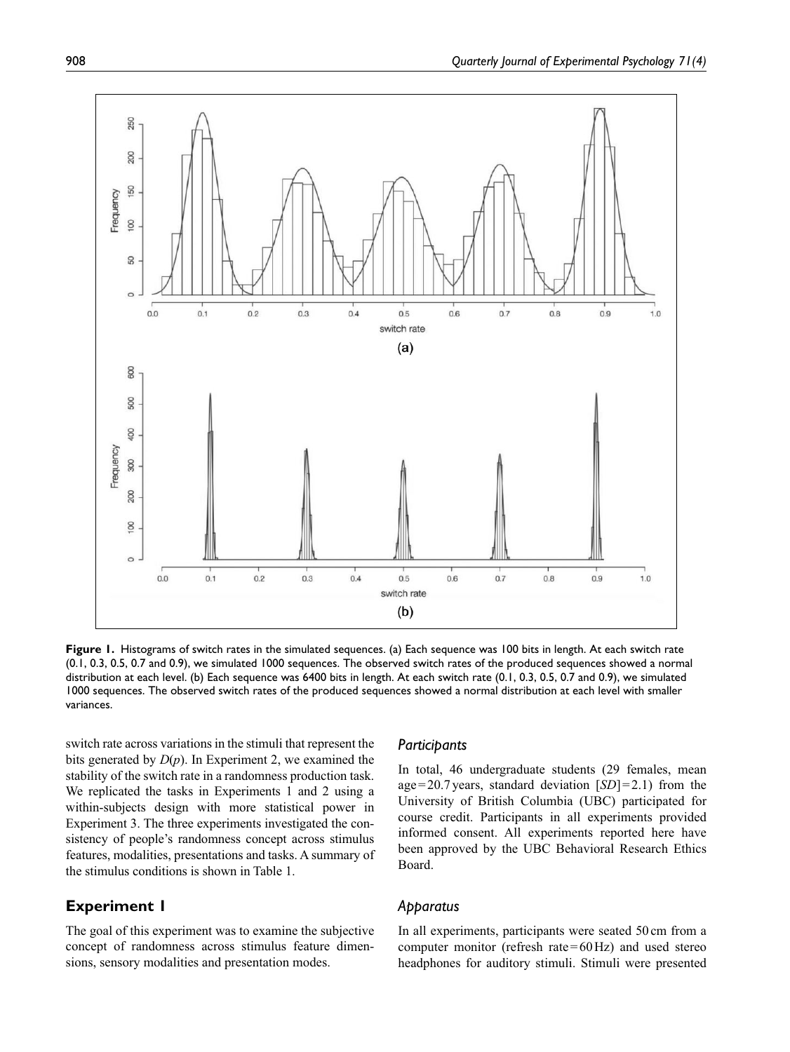**Figure 1.** Histograms of switch rates in the simulated sequences. (a) Each sequence was 100 bits in length. At each switch rate (0.1, 0.3, 0.5, 0.7 and 0.9), we simulated 1000 sequences. The observed switch rates of the produced sequences showed a normal distribution at each level. (b) Each sequence was 6400 bits in length. At each switch rate (0.1, 0.3, 0.5, 0.7 and 0.9), we simulated 1000 sequences. The observed switch rates of the produced sequences showed a normal distribution at each level with smaller variances.

switch rate across variations in the stimuli that represent the bits generated by $D(p)$. In Experiment 2, we examined the stability of the switch rate in a randomness production task. We replicated the tasks in Experiments 1 and 2 using a within-subjects design with more statistical power in Experiment 3. The three experiments investigated the consistency of people's randomness concept across stimulus features, modalities, presentations and tasks. A summary of the stimulus conditions is shown in Table 1.

## Experiment 1

The goal of this experiment was to examine the subjective concept of randomness across stimulus feature dimensions, sensory modalities and presentation modes.

### Participants

In total, 46 undergraduate students (29 females, mean age = 20.7 years, standard deviation [*SD*] = 2.1) from the University of British Columbia (UBC) participated for course credit. Participants in all experiments provided informed consent. All experiments reported here have been approved by the UBC Behavioral Research Ethics Board.

### Apparatus

In all experiments, participants were seated 50 cm from a computer monitor (refresh rate = 60 Hz) and used stereo headphones for auditory stimuli. Stimuli were presented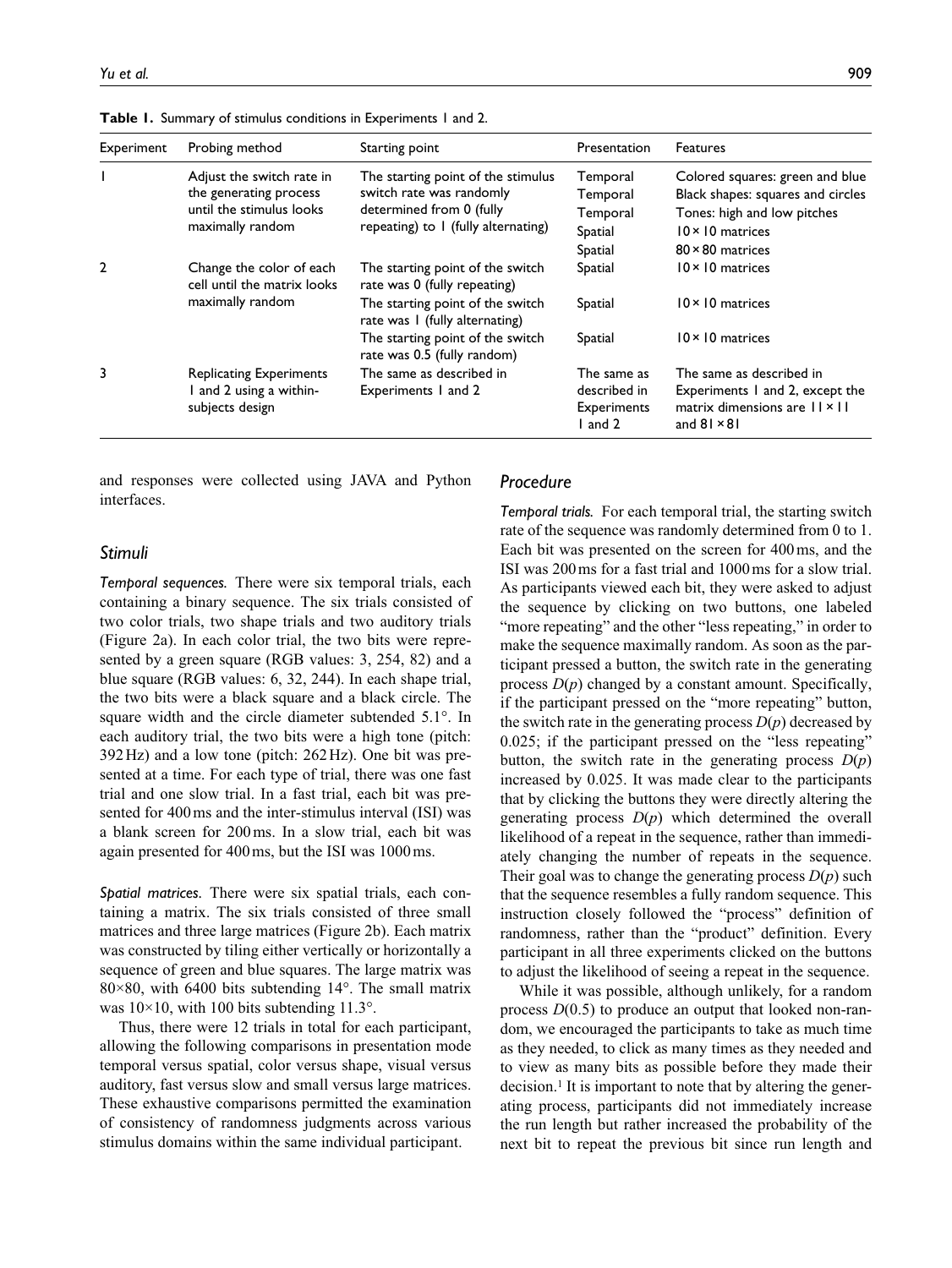**Table 1.** Summary of stimulus conditions in Experiments 1 and 2.

| Experiment | Probing method | Starting point | Presentation | Features |
|---|---|---|---|---|
| 1 | Adjust the switch rate in the generating process until the stimulus looks maximally random | The starting point of the stimulus switch rate was randomly determined from 0 (fully repeating) to 1 (fully alternating) | Temporal | Colored squares: green and blue |
| | | | Temporal | Black shapes: squares and circles |
| | | | Temporal | Tones: high and low pitches |
| | | | Spatial | 10 × 10 matrices |
| | | | Spatial | 80 × 80 matrices |
| 2 | Change the color of each cell until the matrix looks maximally random | The starting point of the switch rate was 0 (fully repeating) | Spatial | 10 × 10 matrices |
| | | The starting point of the switch rate was 1 (fully alternating) | Spatial | 10 × 10 matrices |
| | | The starting point of the switch rate was 0.5 (fully random) | Spatial | 10 × 10 matrices |
| 3 | Replicating Experiments 1 and 2 using a within-subjects design | The same as described in Experiments 1 and 2 | The same as described in Experiments 1 and 2 | The same as described in Experiments 1 and 2, except the matrix dimensions are 11 × 11 and 81 × 81 |

and responses were collected using JAVA and Python interfaces.

### Stimuli

*Temporal sequences.* There were six temporal trials, each containing a binary sequence. The six trials consisted of two color trials, two shape trials and two auditory trials (Figure 2a). In each color trial, the two bits were represented by a green square (RGB values: 3, 254, 82) and a blue square (RGB values: 6, 32, 244). In each shape trial, the two bits were a black square and a black circle. The square width and the circle diameter subtended 5.1°. In each auditory trial, the two bits were a high tone (pitch: 392 Hz) and a low tone (pitch: 262 Hz). One bit was presented at a time. For each type of trial, there was one fast trial and one slow trial. In a fast trial, each bit was presented for 400 ms and the inter-stimulus interval (ISI) was a blank screen for 200 ms. In a slow trial, each bit was again presented for 400 ms, but the ISI was 1000 ms.

*Spatial matrices.* There were six spatial trials, each containing a matrix. The six trials consisted of three small matrices and three large matrices (Figure 2b). Each matrix was constructed by tiling either vertically or horizontally a sequence of green and blue squares. The large matrix was 80×80, with 6400 bits subtending 14°. The small matrix was 10×10, with 100 bits subtending 11.3°.

Thus, there were 12 trials in total for each participant, allowing the following comparisons in presentation mode temporal versus spatial, color versus shape, visual versus auditory, fast versus slow and small versus large matrices. These exhaustive comparisons permitted the examination of consistency of randomness judgments across various stimulus domains within the same individual participant.

### Procedure

*Temporal trials.* For each temporal trial, the starting switch rate of the sequence was randomly determined from 0 to 1. Each bit was presented on the screen for 400 ms, and the ISI was 200 ms for a fast trial and 1000 ms for a slow trial. As participants viewed each bit, they were asked to adjust the sequence by clicking on two buttons, one labeled "more repeating" and the other "less repeating," in order to make the sequence maximally random. As soon as the participant pressed a button, the switch rate in the generating process $D(p)$ changed by a constant amount. Specifically, if the participant pressed on the "more repeating" button, the switch rate in the generating process $D(p)$ decreased by 0.025; if the participant pressed on the "less repeating" button, the switch rate in the generating process $D(p)$ increased by 0.025. It was made clear to the participants that by clicking the buttons they were directly altering the generating process $D(p)$ which determined the overall likelihood of a repeat in the sequence, rather than immediately changing the number of repeats in the sequence. Their goal was to change the generating process $D(p)$ such that the sequence resembles a fully random sequence. This instruction closely followed the "process" definition of randomness, rather than the "product" definition. Every participant in all three experiments clicked on the buttons to adjust the likelihood of seeing a repeat in the sequence.

While it was possible, although unlikely, for a random process $D(0.5)$ to produce an output that looked non-random, we encouraged the participants to take as much time as they needed, to click as many times as they needed and to view as many bits as possible before they made their decision.[1] It is important to note that by altering the generating process, participants did not immediately increase the run length but rather increased the probability of the next bit to repeat the previous bit since run length and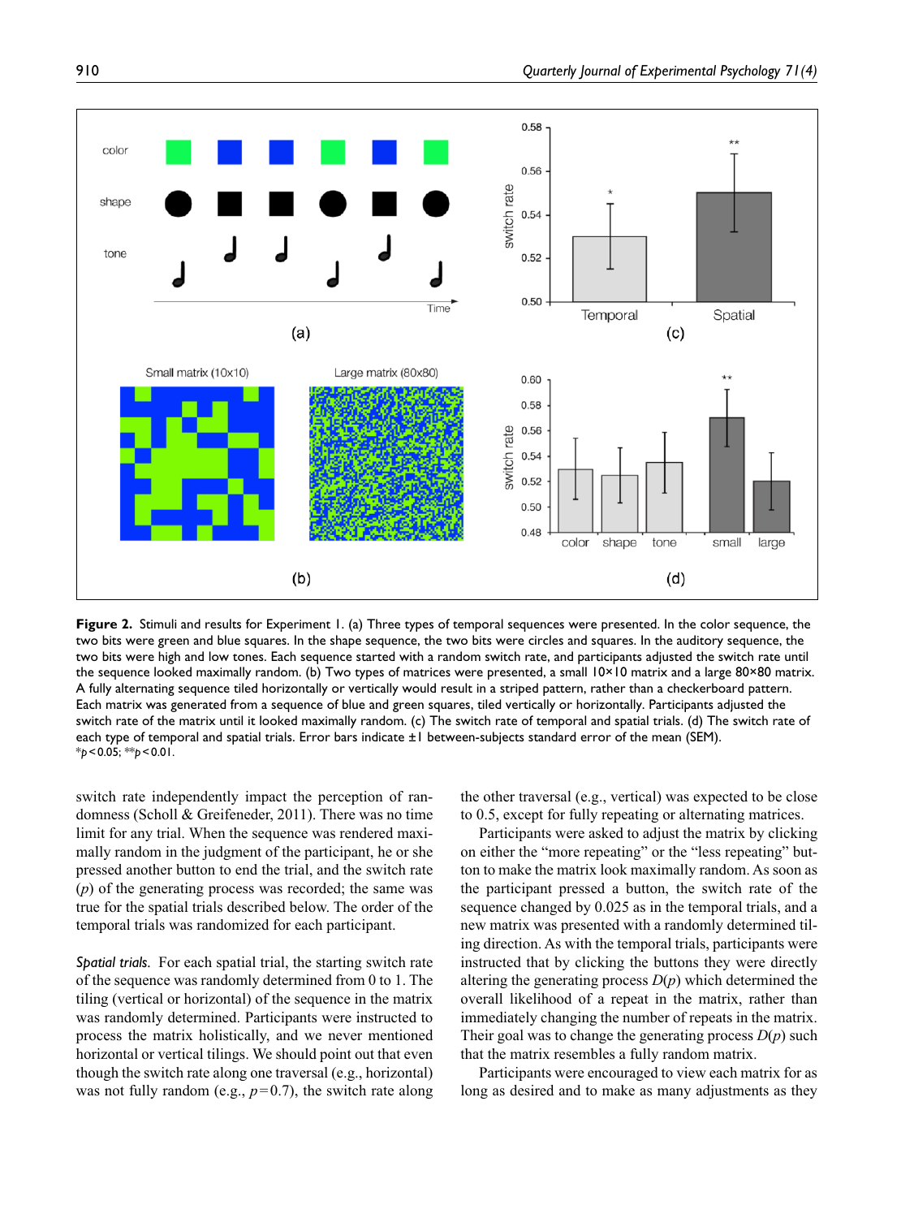**Figure 2.** Stimuli and results for Experiment 1. (a) Three types of temporal sequences were presented. In the color sequence, the two bits were green and blue squares. In the shape sequence, the two bits were circles and squares. In the auditory sequence, the two bits were high and low tones. Each sequence started with a random switch rate, and participants adjusted the switch rate until the sequence looked maximally random. (b) Two types of matrices were presented, a small 10×10 matrix and a large 80×80 matrix. A fully alternating sequence tiled horizontally or vertically would result in a striped pattern, rather than a checkerboard pattern. Each matrix was generated from a sequence of blue and green squares, tiled vertically or horizontally. Participants adjusted the switch rate of the matrix until it looked maximally random. (c) The switch rate of temporal and spatial trials. (d) The switch rate of each type of temporal and spatial trials. Error bars indicate ±1 between-subjects standard error of the mean (SEM).
*$p < 0.05$; **$p < 0.01$.

switch rate independently impact the perception of randomness (Scholl & Greifeneder, 2011). There was no time limit for any trial. When the sequence was rendered maximally random in the judgment of the participant, he or she pressed another button to end the trial, and the switch rate ($p$) of the generating process was recorded; the same was true for the spatial trials described below. The order of the temporal trials was randomized for each participant.

*Spatial trials.* For each spatial trial, the starting switch rate of the sequence was randomly determined from 0 to 1. The tiling (vertical or horizontal) of the sequence in the matrix was randomly determined. Participants were instructed to process the matrix holistically, and we never mentioned horizontal or vertical tilings. We should point out that even though the switch rate along one traversal (e.g., horizontal) was not fully random (e.g., $p = 0.7$), the switch rate along the other traversal (e.g., vertical) was expected to be close to 0.5, except for fully repeating or alternating matrices.

Participants were asked to adjust the matrix by clicking on either the "more repeating" or the "less repeating" button to make the matrix look maximally random. As soon as the participant pressed a button, the switch rate of the sequence changed by 0.025 as in the temporal trials, and a new matrix was presented with a randomly determined tiling direction. As with the temporal trials, participants were instructed that by clicking the buttons they were directly altering the generating process $D(p)$ which determined the overall likelihood of a repeat in the matrix, rather than immediately changing the number of repeats in the matrix. Their goal was to change the generating process $D(p)$ such that the matrix resembles a fully random matrix.

Participants were encouraged to view each matrix for as long as desired and to make as many adjustments as they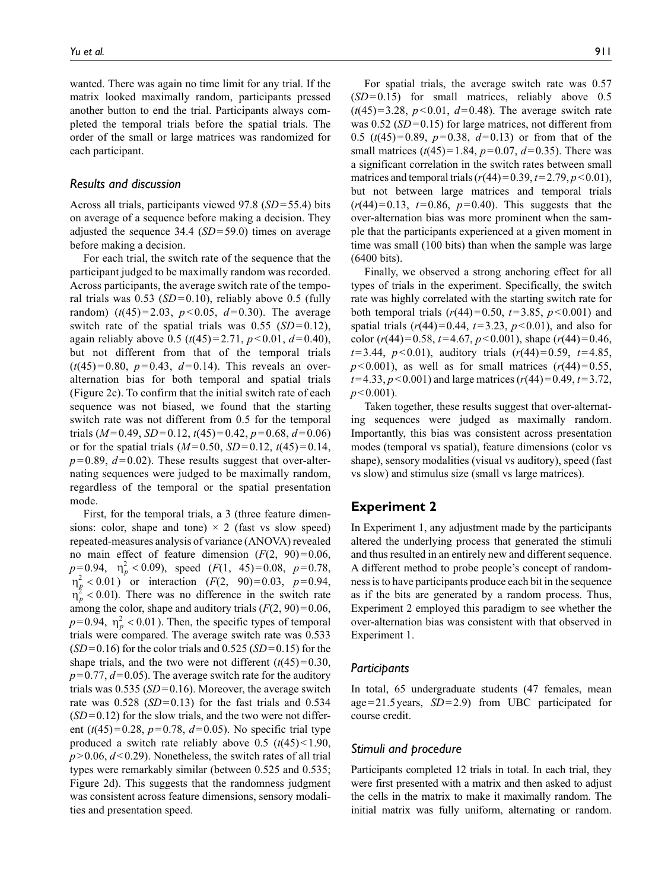wanted. There was again no time limit for any trial. If the matrix looked maximally random, participants pressed another button to end the trial. Participants always completed the temporal trials before the spatial trials. The order of the small or large matrices was randomized for each participant.

### *Results and discussion*

Across all trials, participants viewed 97.8 ($SD = 55.4$) bits on average of a sequence before making a decision. They adjusted the sequence 34.4 ($SD = 59.0$) times on average before making a decision.

For each trial, the switch rate of the sequence that the participant judged to be maximally random was recorded. Across participants, the average switch rate of the temporal trials was 0.53 ($SD = 0.10$), reliably above 0.5 (fully random) ($t(45) = 2.03$, $p < 0.05$, $d = 0.30$). The average switch rate of the spatial trials was 0.55 ($SD = 0.12$), again reliably above 0.5 ($t(45) = 2.71$, $p < 0.01$, $d = 0.40$), but not different from that of the temporal trials ($t(45) = 0.80$, $p = 0.43$, $d = 0.14$). This reveals an over-alternation bias for both temporal and spatial trials (Figure 2c). To confirm that the initial switch rate of each sequence was not biased, we found that the starting switch rate was not different from 0.5 for the temporal trials ($M = 0.49$, $SD = 0.12$, $t(45) = 0.42$, $p = 0.68$, $d = 0.06$) or for the spatial trials ($M = 0.50$, $SD = 0.12$, $t(45) = 0.14$, $p = 0.89$, $d = 0.02$). These results suggest that over-alternating sequences were judged to be maximally random, regardless of the temporal or the spatial presentation mode.

First, for the temporal trials, a 3 (three feature dimensions: color, shape and tone) × 2 (fast vs slow speed) repeated-measures analysis of variance (ANOVA) revealed no main effect of feature dimension ($F(2, 90) = 0.06$, $p = 0.94$, $\eta_p^2 < 0.09$), speed ($F(1, 45) = 0.08$, $p = 0.78$, $\eta_p^2 < 0.01$) or interaction ($F(2, 90) = 0.03$, $p = 0.94$, $\eta_p^2 < 0.01$). There was no difference in the switch rate among the color, shape and auditory trials ($F(2, 90) = 0.06$, $p = 0.94$, $\eta_p^2 < 0.01$). Then, the specific types of temporal trials were compared. The average switch rate was 0.533 ($SD = 0.16$) for the color trials and 0.525 ($SD = 0.15$) for the shape trials, and the two were not different ($t(45) = 0.30$, $p = 0.77$, $d = 0.05$). The average switch rate for the auditory trials was 0.535 ($SD = 0.16$). Moreover, the average switch rate was 0.528 ($SD = 0.13$) for the fast trials and 0.534 ($SD = 0.12$) for the slow trials, and the two were not different ($t(45) = 0.28$, $p = 0.78$, $d = 0.05$). No specific trial type produced a switch rate reliably above 0.5 ($t(45) < 1.90$, $p > 0.06$, $d < 0.29$). Nonetheless, the switch rates of all trial types were remarkably similar (between 0.525 and 0.535; Figure 2d). This suggests that the randomness judgment was consistent across feature dimensions, sensory modalities and presentation speed.

For spatial trials, the average switch rate was 0.57 ($SD = 0.15$) for small matrices, reliably above 0.5 ($t(45) = 3.28$, $p < 0.01$, $d = 0.48$). The average switch rate was 0.52 ($SD = 0.15$) for large matrices, not different from 0.5 ($t(45) = 0.89$, $p = 0.38$, $d = 0.13$) or from that of the small matrices ($t(45) = 1.84$, $p = 0.07$, $d = 0.35$). There was a significant correlation in the switch rates between small matrices and temporal trials ($r(44) = 0.39$, $t = 2.79$, $p < 0.01$), but not between large matrices and temporal trials ($r(44) = 0.13$, $t = 0.86$, $p = 0.40$). This suggests that the over-alternation bias was more prominent when the sample that the participants experienced at a given moment in time was small (100 bits) than when the sample was large (6400 bits).

Finally, we observed a strong anchoring effect for all types of trials in the experiment. Specifically, the switch rate was highly correlated with the starting switch rate for both temporal trials ($r(44) = 0.50$, $t = 3.85$, $p < 0.001$) and spatial trials ($r(44) = 0.44$, $t = 3.23$, $p < 0.01$), and also for color ($r(44) = 0.58$, $t = 4.67$, $p < 0.001$), shape ($r(44) = 0.46$, $t = 3.44$, $p < 0.01$), auditory trials ($r(44) = 0.59$, $t = 4.85$, $p < 0.001$), as well as for small matrices ($r(44) = 0.55$, $t = 4.33$, $p < 0.001$) and large matrices ($r(44) = 0.49$, $t = 3.72$, $p < 0.001$).

Taken together, these results suggest that over-alternating sequences were judged as maximally random. Importantly, this bias was consistent across presentation modes (temporal vs spatial), feature dimensions (color vs shape), sensory modalities (visual vs auditory), speed (fast vs slow) and stimulus size (small vs large matrices).

## Experiment 2

In Experiment 1, any adjustment made by the participants altered the underlying process that generated the stimuli and thus resulted in an entirely new and different sequence. A different method to probe people's concept of randomness is to have participants produce each bit in the sequence as if the bits are generated by a random process. Thus, Experiment 2 employed this paradigm to see whether the over-alternation bias was consistent with that observed in Experiment 1.

### *Participants*

In total, 65 undergraduate students (47 females, mean age = 21.5 years, $SD = 2.9$) from UBC participated for course credit.

### *Stimuli and procedure*

Participants completed 12 trials in total. In each trial, they were first presented with a matrix and then asked to adjust the cells in the matrix to make it maximally random. The initial matrix was fully uniform, alternating or random.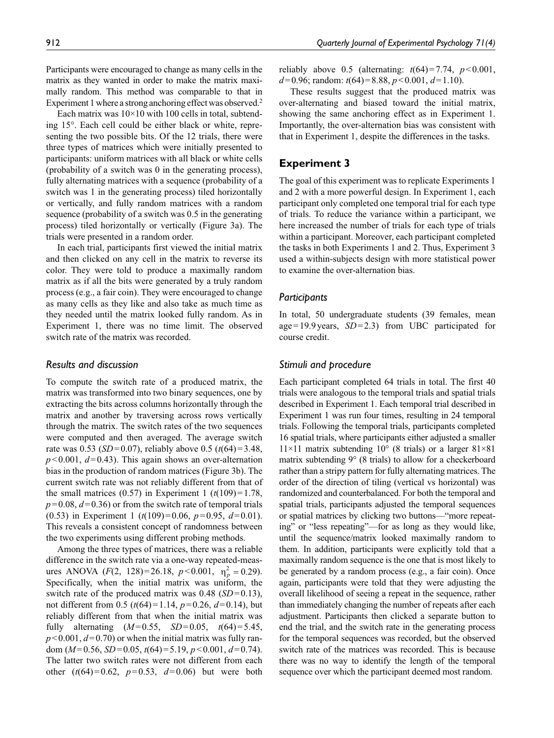Participants were encouraged to change as many cells in the matrix as they wanted in order to make the matrix maximally random. This method was comparable to that in Experiment 1 where a strong anchoring effect was observed.[2]

Each matrix was 10×10 with 100 cells in total, subtending 15°. Each cell could be either black or white, representing the two possible bits. Of the 12 trials, there were three types of matrices which were initially presented to participants: uniform matrices with all black or white cells (probability of a switch was 0 in the generating process), fully alternating matrices with a sequence (probability of a switch was 1 in the generating process) tiled horizontally or vertically, and fully random matrices with a random sequence (probability of a switch was 0.5 in the generating process) tiled horizontally or vertically (Figure 3a). The trials were presented in a random order.

In each trial, participants first viewed the initial matrix and then clicked on any cell in the matrix to reverse its color. They were told to produce a maximally random matrix as if all the bits were generated by a truly random process (e.g., a fair coin). They were encouraged to change as many cells as they like and also take as much time as they needed until the matrix looked fully random. As in Experiment 1, there was no time limit. The observed switch rate of the matrix was recorded.

### Results and discussion

To compute the switch rate of a produced matrix, the matrix was transformed into two binary sequences, one by extracting the bits across columns horizontally through the matrix and another by traversing across rows vertically through the matrix. The switch rates of the two sequences were computed and then averaged. The average switch rate was 0.53 ($SD = 0.07$), reliably above 0.5 ($t(64) = 3.48$, $p < 0.001$, $d = 0.43$). This again shows an over-alternation bias in the production of random matrices (Figure 3b). The current switch rate was not reliably different from that of the small matrices (0.57) in Experiment 1 ($t(109) = 1.78$, $p = 0.08$, $d = 0.36$) or from the switch rate of temporal trials (0.53) in Experiment 1 ($t(109) = 0.06$, $p = 0.95$, $d = 0.01$). This reveals a consistent concept of randomness between the two experiments using different probing methods.

Among the three types of matrices, there was a reliable difference in the switch rate via a one-way repeated-measures ANOVA ($F(2, 128) = 26.18$, $p < 0.001$, $\eta_p^2 = 0.29$). Specifically, when the initial matrix was uniform, the switch rate of the produced matrix was 0.48 ($SD = 0.13$), not different from 0.5 ($t(64) = 1.14$, $p = 0.26$, $d = 0.14$), but reliably different from that when the initial matrix was fully alternating ($M = 0.55$, $SD = 0.05$, $t(64) = 5.45$, $p < 0.001$, $d = 0.70$) or when the initial matrix was fully random ($M = 0.56$, $SD = 0.05$, $t(64) = 5.19$, $p < 0.001$, $d = 0.74$). The latter two switch rates were not different from each other ($t(64) = 0.62$, $p = 0.53$, $d = 0.06$) but were both reliably above 0.5 (alternating: $t(64) = 7.74$, $p < 0.001$, $d = 0.96$; random: $t(64) = 8.88$, $p < 0.001$, $d = 1.10$).

These results suggest that the produced matrix was over-alternating and biased toward the initial matrix, showing the same anchoring effect as in Experiment 1. Importantly, the over-alternation bias was consistent with that in Experiment 1, despite the differences in the tasks.

## Experiment 3

The goal of this experiment was to replicate Experiments 1 and 2 with a more powerful design. In Experiment 1, each participant only completed one temporal trial for each type of trials. To reduce the variance within a participant, we here increased the number of trials for each type of trials within a participant. Moreover, each participant completed the tasks in both Experiments 1 and 2. Thus, Experiment 3 used a within-subjects design with more statistical power to examine the over-alternation bias.

### Participants

In total, 50 undergraduate students (39 females, mean age = 19.9 years, $SD = 2.3$) from UBC participated for course credit.

### Stimuli and procedure

Each participant completed 64 trials in total. The first 40 trials were analogous to the temporal trials and spatial trials described in Experiment 1. Each temporal trial described in Experiment 1 was run four times, resulting in 24 temporal trials. Following the temporal trials, participants completed 16 spatial trials, where participants either adjusted a smaller 11×11 matrix subtending 10° (8 trials) or a larger 81×81 matrix subtending 9° (8 trials) to allow for a checkerboard rather than a stripy pattern for fully alternating matrices. The order of the direction of tiling (vertical vs horizontal) was randomized and counterbalanced. For both the temporal and spatial trials, participants adjusted the temporal sequences or spatial matrices by clicking two buttons—"more repeating" or "less repeating"—for as long as they would like, until the sequence/matrix looked maximally random to them. In addition, participants were explicitly told that a maximally random sequence is the one that is most likely to be generated by a random process (e.g., a fair coin). Once again, participants were told that they were adjusting the overall likelihood of seeing a repeat in the sequence, rather than immediately changing the number of repeats after each adjustment. Participants then clicked a separate button to end the trial, and the switch rate in the generating process for the temporal sequences was recorded, but the observed switch rate of the matrices was recorded. This is because there was no way to identify the length of the temporal sequence over which the participant deemed most random.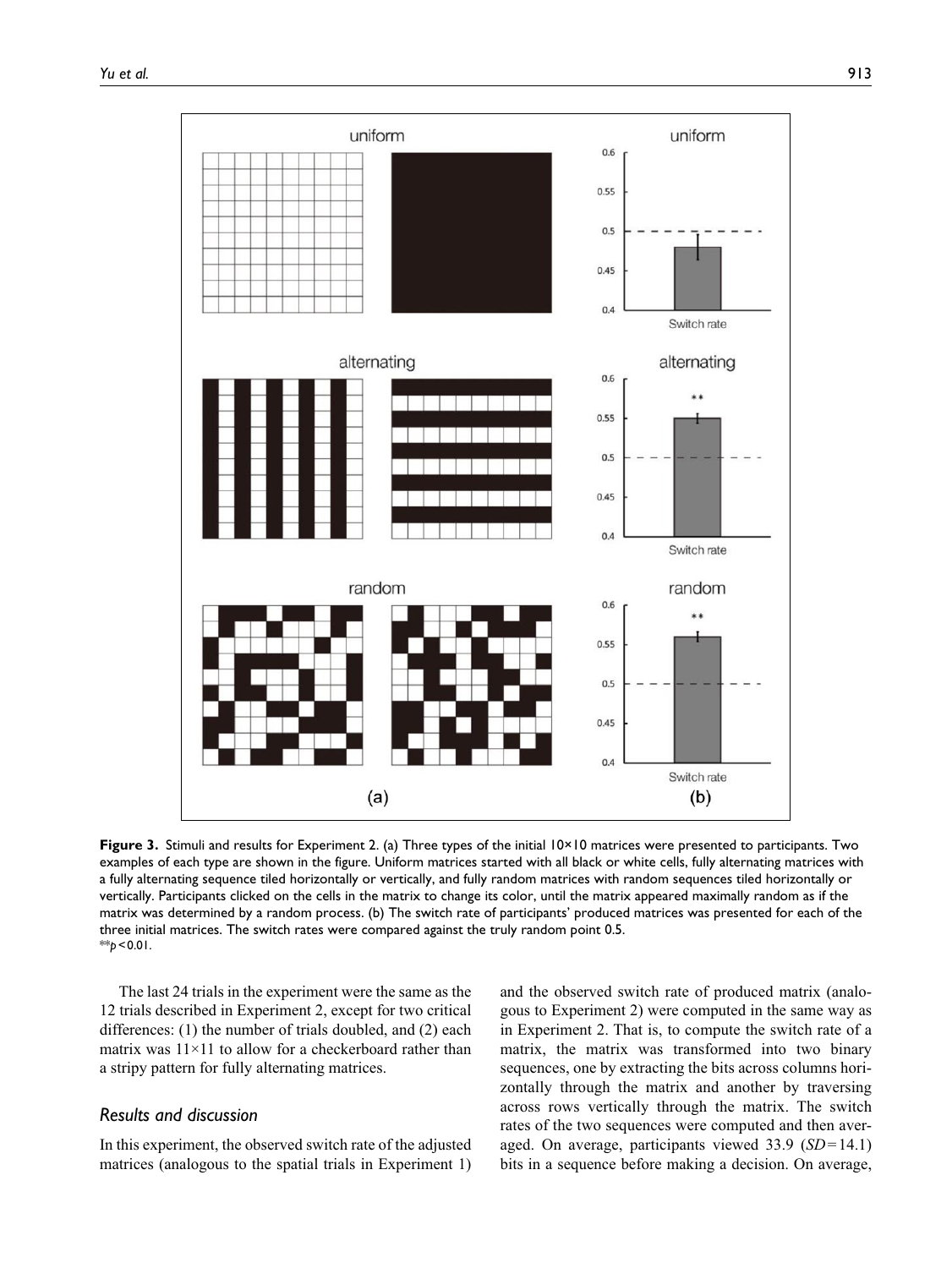**Figure 3.** Stimuli and results for Experiment 2. (a) Three types of the initial 10×10 matrices were presented to participants. Two examples of each type are shown in the figure. Uniform matrices started with all black or white cells, fully alternating matrices with a fully alternating sequence tiled horizontally or vertically, and fully random matrices with random sequences tiled horizontally or vertically. Participants clicked on the cells in the matrix to change its color, until the matrix appeared maximally random as if the matrix was determined by a random process. (b) The switch rate of participants' produced matrices was presented for each of the three initial matrices. The switch rates were compared against the truly random point 0.5.
**$p < 0.01$.

The last 24 trials in the experiment were the same as the 12 trials described in Experiment 2, except for two critical differences: (1) the number of trials doubled, and (2) each matrix was 11×11 to allow for a checkerboard rather than a stripy pattern for fully alternating matrices.

### Results and discussion

In this experiment, the observed switch rate of the adjusted matrices (analogous to the spatial trials in Experiment 1) and the observed switch rate of produced matrix (analogous to Experiment 2) were computed in the same way as in Experiment 2. That is, to compute the switch rate of a matrix, the matrix was transformed into two binary sequences, one by extracting the bits across columns horizontally through the matrix and another by traversing across rows vertically through the matrix. The switch rates of the two sequences were computed and then averaged. On average, participants viewed 33.9 ($SD = 14.1$) bits in a sequence before making a decision. On average,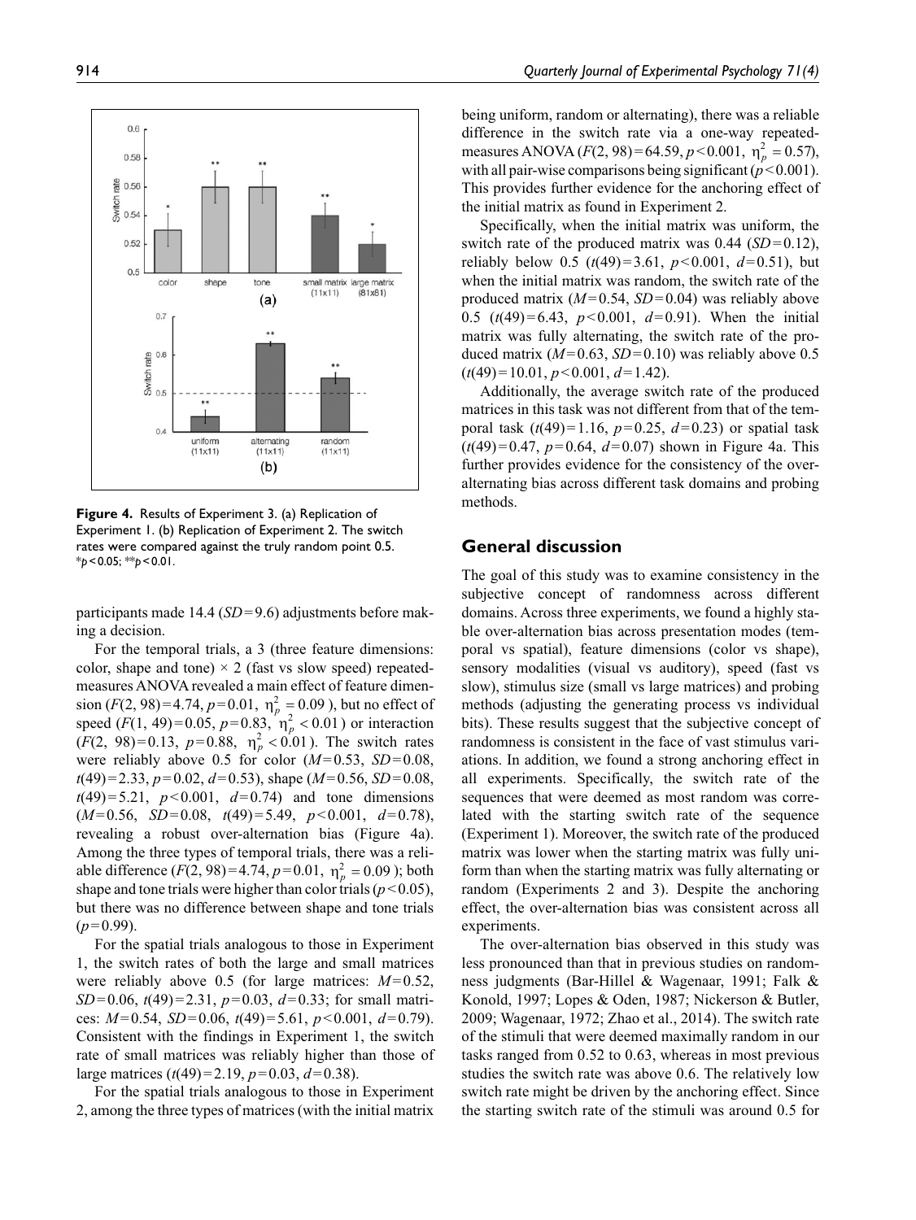**Figure 4.** Results of Experiment 3. (a) Replication of Experiment 1. (b) Replication of Experiment 2. The switch rates were compared against the truly random point 0.5. \*$p<0.05$; \*\*$p<0.01$.

participants made 14.4 ($SD=9.6$) adjustments before making a decision.

For the temporal trials, a 3 (three feature dimensions: color, shape and tone) × 2 (fast vs slow speed) repeated-measures ANOVA revealed a main effect of feature dimension ($F(2, 98)=4.74$, $p=0.01$, $\eta_p^2=0.09$), but no effect of speed ($F(1, 49)=0.05$, $p=0.83$, $\eta_p^2<0.01$) or interaction ($F(2, 98)=0.13$, $p=0.88$, $\eta_p^2<0.01$). The switch rates were reliably above 0.5 for color ($M=0.53$, $SD=0.08$, $t(49)=2.33$, $p=0.02$, $d=0.53$), shape ($M=0.56$, $SD=0.08$, $t(49)=5.21$, $p<0.001$, $d=0.74$) and tone dimensions ($M=0.56$, $SD=0.08$, $t(49)=5.49$, $p<0.001$, $d=0.78$), revealing a robust over-alternation bias (Figure 4a). Among the three types of temporal trials, there was a reliable difference ($F(2, 98)=4.74$, $p=0.01$, $\eta_p^2=0.09$); both shape and tone trials were higher than color trials ($p<0.05$), but there was no difference between shape and tone trials ($p=0.99$).

For the spatial trials analogous to those in Experiment 1, the switch rates of both the large and small matrices were reliably above 0.5 (for large matrices: $M=0.52$, $SD=0.06$, $t(49)=2.31$, $p=0.03$, $d=0.33$; for small matrices: $M=0.54$, $SD=0.06$, $t(49)=5.61$, $p<0.001$, $d=0.79$). Consistent with the findings in Experiment 1, the switch rate of small matrices was reliably higher than those of large matrices ($t(49)=2.19$, $p=0.03$, $d=0.38$).

For the spatial trials analogous to those in Experiment 2, among the three types of matrices (with the initial matrix being uniform, random or alternating), there was a reliable difference in the switch rate via a one-way repeated-measures ANOVA ($F(2, 98)=64.59$, $p<0.001$, $\eta_p^2=0.57$), with all pair-wise comparisons being significant ($p<0.001$). This provides further evidence for the anchoring effect of the initial matrix as found in Experiment 2.

Specifically, when the initial matrix was uniform, the switch rate of the produced matrix was 0.44 ($SD=0.12$), reliably below 0.5 ($t(49)=3.61$, $p<0.001$, $d=0.51$), but when the initial matrix was random, the switch rate of the produced matrix ($M=0.54$, $SD=0.04$) was reliably above 0.5 ($t(49)=6.43$, $p<0.001$, $d=0.91$). When the initial matrix was fully alternating, the switch rate of the produced matrix ($M=0.63$, $SD=0.10$) was reliably above 0.5 ($t(49)=10.01$, $p<0.001$, $d=1.42$).

Additionally, the average switch rate of the produced matrices in this task was not different from that of the temporal task ($t(49)=1.16$, $p=0.25$, $d=0.23$) or spatial task ($t(49)=0.47$, $p=0.64$, $d=0.07$) shown in Figure 4a. This further provides evidence for the consistency of the over-alternating bias across different task domains and probing methods.

## General discussion

The goal of this study was to examine consistency in the subjective concept of randomness across different domains. Across three experiments, we found a highly stable over-alternation bias across presentation modes (temporal vs spatial), feature dimensions (color vs shape), sensory modalities (visual vs auditory), speed (fast vs slow), stimulus size (small vs large matrices) and probing methods (adjusting the generating process vs individual bits). These results suggest that the subjective concept of randomness is consistent in the face of vast stimulus variations. In addition, we found a strong anchoring effect in all experiments. Specifically, the switch rate of the sequences that were deemed as most random was correlated with the starting switch rate of the sequence (Experiment 1). Moreover, the switch rate of the produced matrix was lower when the starting matrix was fully uniform than when the starting matrix was fully alternating or random (Experiments 2 and 3). Despite the anchoring effect, the over-alternation bias was consistent across all experiments.

The over-alternation bias observed in this study was less pronounced than that in previous studies on randomness judgments (Bar-Hillel & Wagenaar, 1991; Falk & Konold, 1997; Lopes & Oden, 1987; Nickerson & Butler, 2009; Wagenaar, 1972; Zhao et al., 2014). The switch rate of the stimuli that were deemed maximally random in our tasks ranged from 0.52 to 0.63, whereas in most previous studies the switch rate was above 0.6. The relatively low switch rate might be driven by the anchoring effect. Since the starting switch rate of the stimuli was around 0.5 for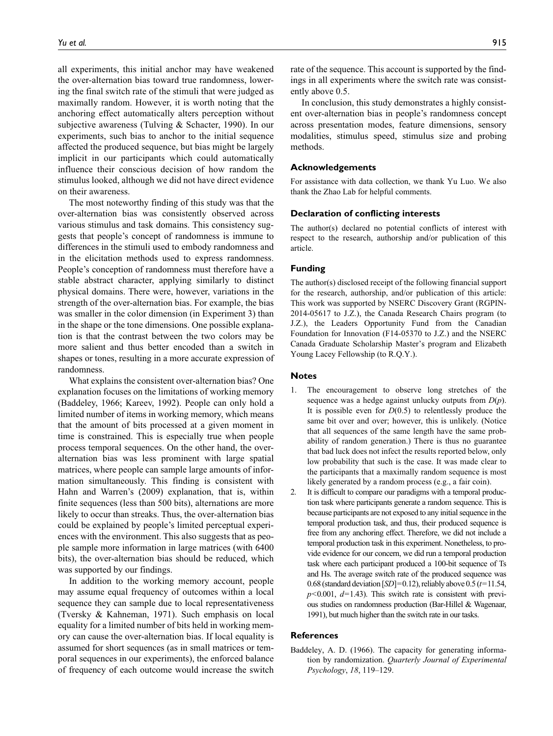all experiments, this initial anchor may have weakened the over-alternation bias toward true randomness, lowering the final switch rate of the stimuli that were judged as maximally random. However, it is worth noting that the anchoring effect automatically alters perception without subjective awareness (Tulving & Schacter, 1990). In our experiments, such bias to anchor to the initial sequence affected the produced sequence, but bias might be largely implicit in our participants which could automatically influence their conscious decision of how random the stimulus looked, although we did not have direct evidence on their awareness.

The most noteworthy finding of this study was that the over-alternation bias was consistently observed across various stimulus and task domains. This consistency suggests that people's concept of randomness is immune to differences in the stimuli used to embody randomness and in the elicitation methods used to express randomness. People's conception of randomness must therefore have a stable abstract character, applying similarly to distinct physical domains. There were, however, variations in the strength of the over-alternation bias. For example, the bias was smaller in the color dimension (in Experiment 3) than in the shape or the tone dimensions. One possible explanation is that the contrast between the two colors may be more salient and thus better encoded than a switch in shapes or tones, resulting in a more accurate expression of randomness.

What explains the consistent over-alternation bias? One explanation focuses on the limitations of working memory (Baddeley, 1966; Kareev, 1992). People can only hold a limited number of items in working memory, which means that the amount of bits processed at a given moment in time is constrained. This is especially true when people process temporal sequences. On the other hand, the over-alternation bias was less prominent with large spatial matrices, where people can sample large amounts of information simultaneously. This finding is consistent with Hahn and Warren's (2009) explanation, that is, within finite sequences (less than 500 bits), alternations are more likely to occur than streaks. Thus, the over-alternation bias could be explained by people's limited perceptual experiences with the environment. This also suggests that as people sample more information in large matrices (with 6400 bits), the over-alternation bias should be reduced, which was supported by our findings.

In addition to the working memory account, people may assume equal frequency of outcomes within a local sequence they can sample due to local representativeness (Tversky & Kahneman, 1971). Such emphasis on local equality for a limited number of bits held in working memory can cause the over-alternation bias. If local equality is assumed for short sequences (as in small matrices or temporal sequences in our experiments), the enforced balance of frequency of each outcome would increase the switch rate of the sequence. This account is supported by the findings in all experiments where the switch rate was consistently above 0.5.

In conclusion, this study demonstrates a highly consistent over-alternation bias in people's randomness concept across presentation modes, feature dimensions, sensory modalities, stimulus speed, stimulus size and probing methods.

## Acknowledgements

For assistance with data collection, we thank Yu Luo. We also thank the Zhao Lab for helpful comments.

## Declaration of conflicting interests

The author(s) declared no potential conflicts of interest with respect to the research, authorship and/or publication of this article.

## Funding

The author(s) disclosed receipt of the following financial support for the research, authorship, and/or publication of this article: This work was supported by NSERC Discovery Grant (RGPIN-2014-05617 to J.Z.), the Canada Research Chairs program (to J.Z.), the Leaders Opportunity Fund from the Canadian Foundation for Innovation (F14-05370 to J.Z.) and the NSERC Canada Graduate Scholarship Master's program and Elizabeth Young Lacey Fellowship (to R.Q.Y.).

## Notes

1. The encouragement to observe long stretches of the sequence was a hedge against unlucky outputs from $D(p)$. It is possible even for $D(0.5)$ to relentlessly produce the same bit over and over; however, this is unlikely. (Notice that all sequences of the same length have the same probability of random generation.) There is thus no guarantee that bad luck does not infect the results reported below, only low probability that such is the case. It was made clear to the participants that a maximally random sequence is most likely generated by a random process (e.g., a fair coin).
2. It is difficult to compare our paradigms with a temporal production task where participants generate a random sequence. This is because participants are not exposed to any initial sequence in the temporal production task, and thus, their produced sequence is free from any anchoring effect. Therefore, we did not include a temporal production task in this experiment. Nonetheless, to provide evidence for our concern, we did run a temporal production task where each participant produced a 100-bit sequence of Ts and Hs. The average switch rate of the produced sequence was 0.68 (standard deviation [$SD$] = 0.12), reliably above 0.5 ($t$ = 11.54, $p$ < 0.001, $d$ = 1.43). This switch rate is consistent with previous studies on randomness production (Bar-Hillel & Wagenaar, 1991), but much higher than the switch rate in our tasks.

## References

Baddeley, A. D. (1966). The capacity for generating information by randomization. *Quarterly Journal of Experimental Psychology*, *18*, 119–129.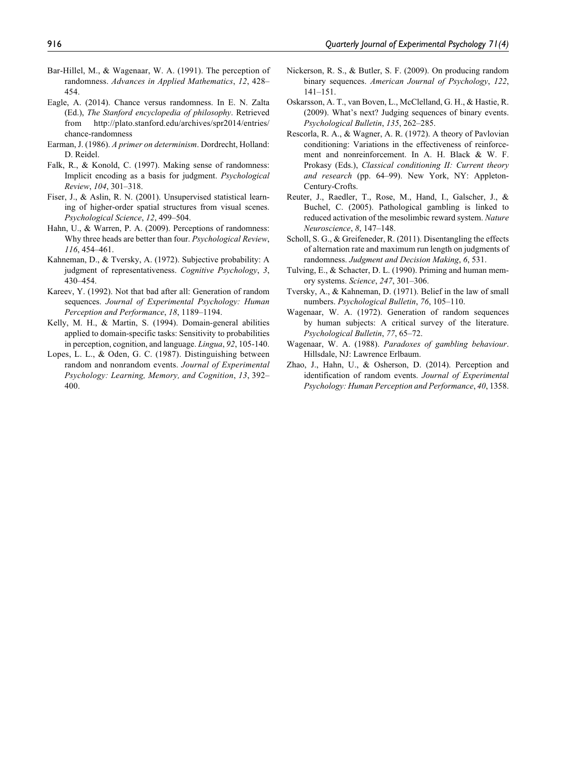Bar-Hillel, M., & Wagenaar, W. A. (1991). The perception of randomness. *Advances in Applied Mathematics*, *12*, 428–454.

Eagle, A. (2014). Chance versus randomness. In E. N. Zalta (Ed.), *The Stanford encyclopedia of philosophy*. Retrieved from http://plato.stanford.edu/archives/spr2014/entries/chance-randomness

Earman, J. (1986). *A primer on determinism*. Dordrecht, Holland: D. Reidel.

Falk, R., & Konold, C. (1997). Making sense of randomness: Implicit encoding as a basis for judgment. *Psychological Review*, *104*, 301–318.

Fiser, J., & Aslin, R. N. (2001). Unsupervised statistical learning of higher-order spatial structures from visual scenes. *Psychological Science*, *12*, 499–504.

Hahn, U., & Warren, P. A. (2009). Perceptions of randomness: Why three heads are better than four. *Psychological Review*, *116*, 454–461.

Kahneman, D., & Tversky, A. (1972). Subjective probability: A judgment of representativeness. *Cognitive Psychology*, *3*, 430–454.

Kareev, Y. (1992). Not that bad after all: Generation of random sequences. *Journal of Experimental Psychology: Human Perception and Performance*, *18*, 1189–1194.

Kelly, M. H., & Martin, S. (1994). Domain-general abilities applied to domain-specific tasks: Sensitivity to probabilities in perception, cognition, and language. *Lingua*, *92*, 105-140.

Lopes, L. L., & Oden, G. C. (1987). Distinguishing between random and nonrandom events. *Journal of Experimental Psychology: Learning, Memory, and Cognition*, *13*, 392–400.

Nickerson, R. S., & Butler, S. F. (2009). On producing random binary sequences. *American Journal of Psychology*, *122*, 141–151.

Oskarsson, A. T., van Boven, L., McClelland, G. H., & Hastie, R. (2009). What's next? Judging sequences of binary events. *Psychological Bulletin*, *135*, 262–285.

Rescorla, R. A., & Wagner, A. R. (1972). A theory of Pavlovian conditioning: Variations in the effectiveness of reinforcement and nonreinforcement. In A. H. Black & W. F. Prokasy (Eds.), *Classical conditioning II: Current theory and research* (pp. 64–99). New York, NY: Appleton-Century-Crofts.

Reuter, J., Raedler, T., Rose, M., Hand, I., Galscher, J., & Buchel, C. (2005). Pathological gambling is linked to reduced activation of the mesolimbic reward system. *Nature Neuroscience*, *8*, 147–148.

Scholl, S. G., & Greifeneder, R. (2011). Disentangling the effects of alternation rate and maximum run length on judgments of randomness. *Judgment and Decision Making*, *6*, 531.

Tulving, E., & Schacter, D. L. (1990). Priming and human memory systems. *Science*, *247*, 301–306.

Tversky, A., & Kahneman, D. (1971). Belief in the law of small numbers. *Psychological Bulletin*, *76*, 105–110.

Wagenaar, W. A. (1972). Generation of random sequences by human subjects: A critical survey of the literature. *Psychological Bulletin*, *77*, 65–72.

Wagenaar, W. A. (1988). *Paradoxes of gambling behaviour*. Hillsdale, NJ: Lawrence Erlbaum.

Zhao, J., Hahn, U., & Osherson, D. (2014). Perception and identification of random events. *Journal of Experimental Psychology: Human Perception and Performance*, *40*, 1358.